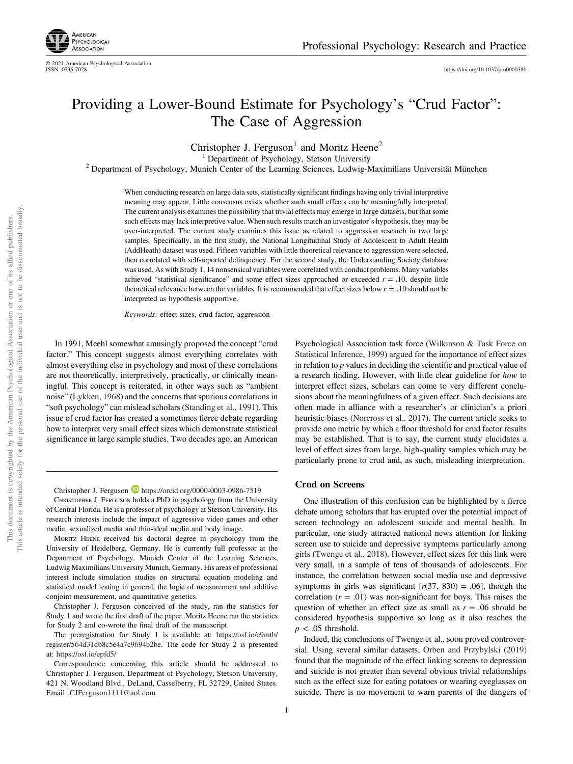# Providing a Lower-Bound Estimate for Psychology's "Crud Factor": The Case of Aggression

Christopher J. Ferguson[1] and Moritz Heene[2]

[1] Department of Psychology, Stetson University

[2] Department of Psychology, Munich Center of the Learning Sciences, Ludwig-Maximilians Universität München

When conducting research on large data sets, statistically significant findings having only trivial interpretive meaning may appear. Little consensus exists whether such small effects can be meaningfully interpreted. The current analysis examines the possibility that trivial effects may emerge in large datasets, but that some such effects may lack interpretive value. When such results match an investigator's hypothesis, they may be over-interpreted. The current study examines this issue as related to aggression research in two large samples. Specifically, in the first study, the National Longitudinal Study of Adolescent to Adult Health (AddHeath) dataset was used. Fifteen variables with little theoretical relevance to aggression were selected, then correlated with self-reported delinquency. For the second study, the Understanding Society database was used. As with Study 1, 14 nonsensical variables were correlated with conduct problems. Many variables achieved "statistical significance" and some effect sizes approached or exceeded $r = .10$, despite little theoretical relevance between the variables. It is recommended that effect sizes below $r = .10$ should not be interpreted as hypothesis supportive.

*Keywords:* effect sizes, crud factor, aggression

In 1991, Meehl somewhat amusingly proposed the concept "crud factor." This concept suggests almost everything correlates with almost everything else in psychology and most of these correlations are not theoretically, interpretively, practically, or clinically meaningful. This concept is reiterated, in other ways such as "ambient noise" (Lykken, 1968) and the concerns that spurious correlations in "soft psychology" can mislead scholars (Standing et al., 1991). This issue of crud factor has created a sometimes fierce debate regarding how to interpret very small effect sizes which demonstrate statistical significance in large sample studies. Two decades ago, an American Psychological Association task force (Wilkinson & Task Force on Statistical Inference, 1999) argued for the importance of effect sizes in relation to *p* values in deciding the scientific and practical value of a research finding. However, with little clear guideline for *how* to interpret effect sizes, scholars can come to very different conclusions about the meaningfulness of a given effect. Such decisions are often made in alliance with a researcher's or clinician's a priori heuristic biases (Norcross et al., 2017). The current article seeks to provide one metric by which a floor threshold for crud factor results may be established. That is to say, the current study elucidates a level of effect sizes from large, high-quality samples which may be particularly prone to crud and, as such, misleading interpretation.

## Crud on Screens

One illustration of this confusion can be highlighted by a fierce debate among scholars that has erupted over the potential impact of screen technology on adolescent suicide and mental health. In particular, one study attracted national news attention for linking screen use to suicide and depressive symptoms particularly among girls (Twenge et al., 2018). However, effect sizes for this link were very small, in a sample of tens of thousands of adolescents. For instance, the correlation between social media use and depressive symptoms in girls was significant [$r(37, 830) = .06$], though the correlation ($r = .01$) was non-significant for boys. This raises the question of whether an effect size as small as $r = .06$ should be considered hypothesis supportive so long as it also reaches the $p < .05$ threshold.

Indeed, the conclusions of Twenge et al., soon proved controversial. Using several similar datasets, Orben and Przybylski (2019) found that the magnitude of the effect linking screens to depression and suicide is not greater than several obvious trivial relationships such as the effect size for eating potatoes or wearing eyeglasses on suicide. There is no movement to warn parents of the dangers of

---

Christopher J. Ferguson https://orcid.org/0000-0003-0986-7519

Christopher J. Ferguson holds a PhD in psychology from the University of Central Florida. He is a professor of psychology at Stetson University. His research interests include the impact of aggressive video games and other media, sexualized media and thin-ideal media and body image.

Moritz Heene received his doctoral degree in psychology from the University of Heidelberg, Germany. He is currently full professor at the Department of Psychology, Munich Center of the Learning Sciences, Ludwig Maximilians University Munich, Germany. His areas of professional interest include simulation studies on structural equation modeling and statistical model testing in general, the logic of measurement and additive conjoint measurement, and quantitative genetics.

Christopher J. Ferguson conceived of the study, ran the statistics for Study 1 and wrote the first draft of the paper. Moritz Heene ran the statistics for Study 2 and co-wrote the final draft of the manuscript.

The preregistration for Study 1 is available at: https://osf.io/e9mtb/register/564d31db8c5e4a7c9694b2be. The code for Study 2 is presented at: https://osf.io/epfd5/

Correspondence concerning this article should be addressed to Christopher J. Ferguson, Department of Psychology, Stetson University, 421 N. Woodland Blvd., DeLand, Casselberry, FL 32729, United States. Email: CJFerguson1111@aol.com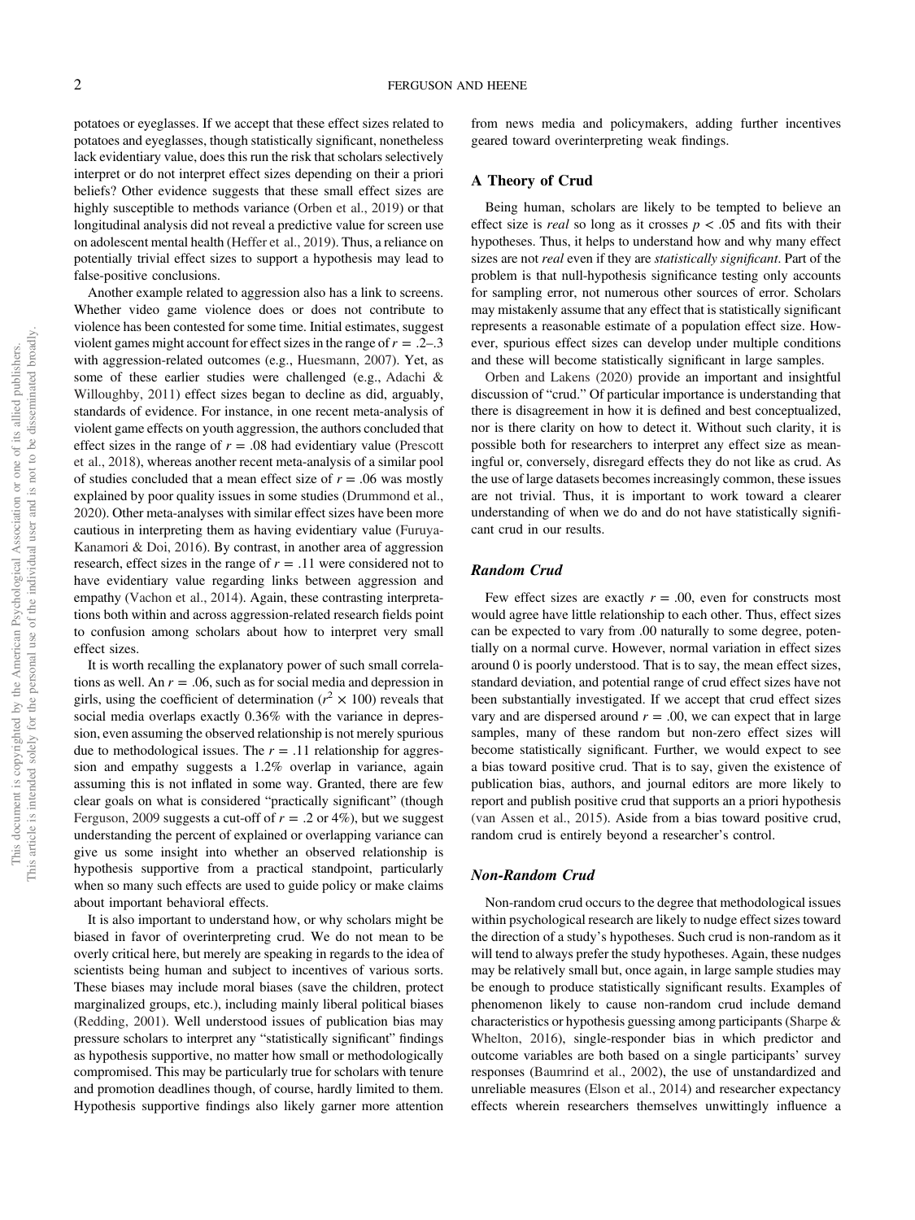potatoes or eyeglasses. If we accept that these effect sizes related to potatoes and eyeglasses, though statistically significant, nonetheless lack evidentiary value, does this run the risk that scholars selectively interpret or do not interpret effect sizes depending on their a priori beliefs? Other evidence suggests that these small effect sizes are highly susceptible to methods variance (Orben et al., 2019) or that longitudinal analysis did not reveal a predictive value for screen use on adolescent mental health (Heffer et al., 2019). Thus, a reliance on potentially trivial effect sizes to support a hypothesis may lead to false-positive conclusions.

Another example related to aggression also has a link to screens. Whether video game violence does or does not contribute to violence has been contested for some time. Initial estimates, suggest violent games might account for effect sizes in the range of $r = .2–.3$ with aggression-related outcomes (e.g., Huesmann, 2007). Yet, as some of these earlier studies were challenged (e.g., Adachi & Willoughby, 2011) effect sizes began to decline as did, arguably, standards of evidence. For instance, in one recent meta-analysis of violent game effects on youth aggression, the authors concluded that effect sizes in the range of $r = .08$ had evidentiary value (Prescott et al., 2018), whereas another recent meta-analysis of a similar pool of studies concluded that a mean effect size of $r = .06$ was mostly explained by poor quality issues in some studies (Drummond et al., 2020). Other meta-analyses with similar effect sizes have been more cautious in interpreting them as having evidentiary value (Furuya-Kanamori & Doi, 2016). By contrast, in another area of aggression research, effect sizes in the range of $r = .11$ were considered not to have evidentiary value regarding links between aggression and empathy (Vachon et al., 2014). Again, these contrasting interpretations both within and across aggression-related research fields point to confusion among scholars about how to interpret very small effect sizes.

It is worth recalling the explanatory power of such small correlations as well. An $r = .06$, such as for social media and depression in girls, using the coefficient of determination ($r^2 \times 100$) reveals that social media overlaps exactly 0.36% with the variance in depression, even assuming the observed relationship is not merely spurious due to methodological issues. The $r = .11$ relationship for aggression and empathy suggests a 1.2% overlap in variance, again assuming this is not inflated in some way. Granted, there are few clear goals on what is considered "practically significant" (though Ferguson, 2009 suggests a cut-off of $r = .2$ or 4%), but we suggest understanding the percent of explained or overlapping variance can give us some insight into whether an observed relationship is hypothesis supportive from a practical standpoint, particularly when so many such effects are used to guide policy or make claims about important behavioral effects.

It is also important to understand how, or why scholars might be biased in favor of overinterpreting crud. We do not mean to be overly critical here, but merely are speaking in regards to the idea of scientists being human and subject to incentives of various sorts. These biases may include moral biases (save the children, protect marginalized groups, etc.), including mainly liberal political biases (Redding, 2001). Well understood issues of publication bias may pressure scholars to interpret any "statistically significant" findings as hypothesis supportive, no matter how small or methodologically compromised. This may be particularly true for scholars with tenure and promotion deadlines though, of course, hardly limited to them. Hypothesis supportive findings also likely garner more attention from news media and policymakers, adding further incentives geared toward overinterpreting weak findings.

## A Theory of Crud

Being human, scholars are likely to be tempted to believe an effect size is *real* so long as it crosses $p < .05$ and fits with their hypotheses. Thus, it helps to understand how and why many effect sizes are not *real* even if they are *statistically significant*. Part of the problem is that null-hypothesis significance testing only accounts for sampling error, not numerous other sources of error. Scholars may mistakenly assume that any effect that is statistically significant represents a reasonable estimate of a population effect size. However, spurious effect sizes can develop under multiple conditions and these will become statistically significant in large samples.

Orben and Lakens (2020) provide an important and insightful discussion of "crud." Of particular importance is understanding that there is disagreement in how it is defined and best conceptualized, nor is there clarity on how to detect it. Without such clarity, it is possible both for researchers to interpret any effect size as meaningful or, conversely, disregard effects they do not like as crud. As the use of large datasets becomes increasingly common, these issues are not trivial. Thus, it is important to work toward a clearer understanding of when we do and do not have statistically significant crud in our results.

### Random Crud

Few effect sizes are exactly $r = .00$, even for constructs most would agree have little relationship to each other. Thus, effect sizes can be expected to vary from .00 naturally to some degree, potentially on a normal curve. However, normal variation in effect sizes around 0 is poorly understood. That is to say, the mean effect sizes, standard deviation, and potential range of crud effect sizes have not been substantially investigated. If we accept that crud effect sizes vary and are dispersed around $r = .00$, we can expect that in large samples, many of these random but non-zero effect sizes will become statistically significant. Further, we would expect to see a bias toward positive crud. That is to say, given the existence of publication bias, authors, and journal editors are more likely to report and publish positive crud that supports an a priori hypothesis (van Assen et al., 2015). Aside from a bias toward positive crud, random crud is entirely beyond a researcher's control.

### Non-Random Crud

Non-random crud occurs to the degree that methodological issues within psychological research are likely to nudge effect sizes toward the direction of a study's hypotheses. Such crud is non-random as it will tend to always prefer the study hypotheses. Again, these nudges may be relatively small but, once again, in large sample studies may be enough to produce statistically significant results. Examples of phenomenon likely to cause non-random crud include demand characteristics or hypothesis guessing among participants (Sharpe & Whelton, 2016), single-responder bias in which predictor and outcome variables are both based on a single participants' survey responses (Baumrind et al., 2002), the use of unstandardized and unreliable measures (Elson et al., 2014) and researcher expectancy effects wherein researchers themselves unwittingly influence a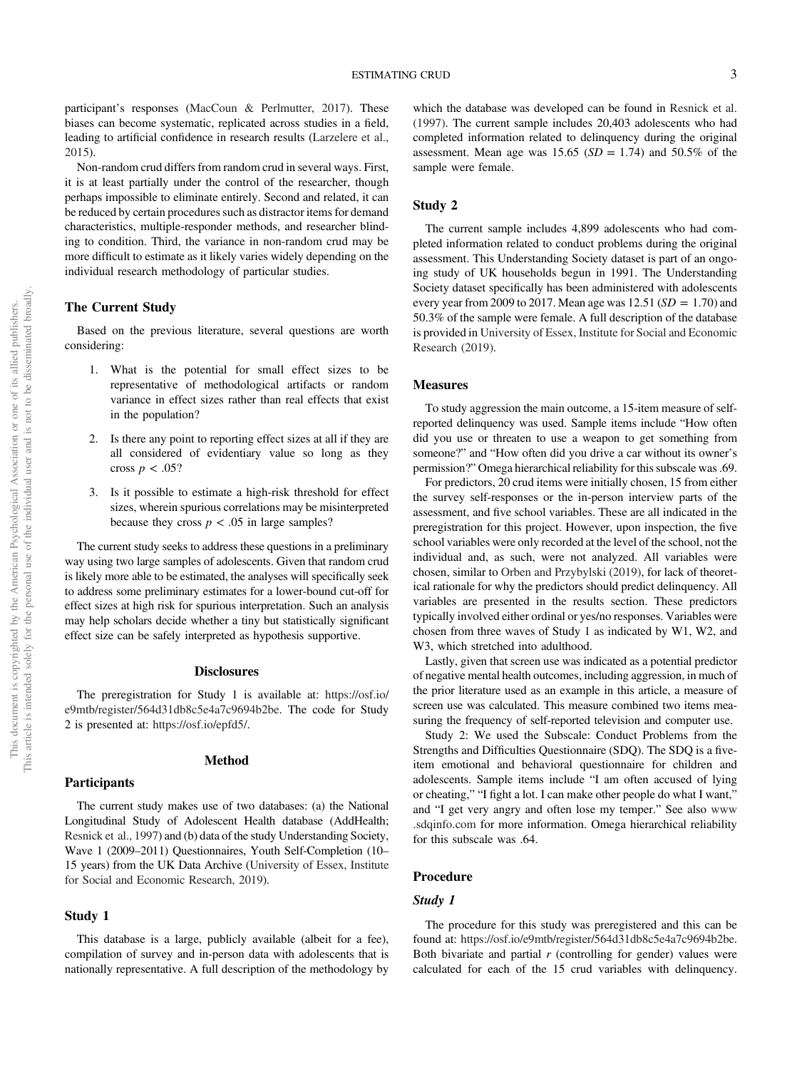participant's responses (MacCoun & Perlmutter, 2017). These biases can become systematic, replicated across studies in a field, leading to artificial confidence in research results (Larzelere et al., 2015).

Non-random crud differs from random crud in several ways. First, it is at least partially under the control of the researcher, though perhaps impossible to eliminate entirely. Second and related, it can be reduced by certain procedures such as distractor items for demand characteristics, multiple-responder methods, and researcher blinding to condition. Third, the variance in non-random crud may be more difficult to estimate as it likely varies widely depending on the individual research methodology of particular studies.

## The Current Study

Based on the previous literature, several questions are worth considering:

1. What is the potential for small effect sizes to be representative of methodological artifacts or random variance in effect sizes rather than real effects that exist in the population?

2. Is there any point to reporting effect sizes at all if they are all considered of evidentiary value so long as they cross $p < .05$?

3. Is it possible to estimate a high-risk threshold for effect sizes, wherein spurious correlations may be misinterpreted because they cross $p < .05$ in large samples?

The current study seeks to address these questions in a preliminary way using two large samples of adolescents. Given that random crud is likely more able to be estimated, the analyses will specifically seek to address some preliminary estimates for a lower-bound cut-off for effect sizes at high risk for spurious interpretation. Such an analysis may help scholars decide whether a tiny but statistically significant effect size can be safely interpreted as hypothesis supportive.

## Disclosures

The preregistration for Study 1 is available at: https://osf.io/e9mtb/register/564d31db8c5e4a7c9694b2be. The code for Study 2 is presented at: https://osf.io/epfd5/.

## Method

### Participants

The current study makes use of two databases: (a) the National Longitudinal Study of Adolescent Health database (AddHealth; Resnick et al., 1997) and (b) data of the study Understanding Society, Wave 1 (2009–2011) Questionnaires, Youth Self-Completion (10–15 years) from the UK Data Archive (University of Essex, Institute for Social and Economic Research, 2019).

### Study 1

This database is a large, publicly available (albeit for a fee), compilation of survey and in-person data with adolescents that is nationally representative. A full description of the methodology by which the database was developed can be found in Resnick et al. (1997). The current sample includes 20,403 adolescents who had completed information related to delinquency during the original assessment. Mean age was 15.65 ($SD = 1.74$) and 50.5% of the sample were female.

### Study 2

The current sample includes 4,899 adolescents who had completed information related to conduct problems during the original assessment. This Understanding Society dataset is part of an ongoing study of UK households begun in 1991. The Understanding Society dataset specifically has been administered with adolescents every year from 2009 to 2017. Mean age was 12.51 ($SD = 1.70$) and 50.3% of the sample were female. A full description of the database is provided in University of Essex, Institute for Social and Economic Research (2019).

### Measures

To study aggression the main outcome, a 15-item measure of self-reported delinquency was used. Sample items include "How often did you use or threaten to use a weapon to get something from someone?" and "How often did you drive a car without its owner's permission?" Omega hierarchical reliability for this subscale was .69.

For predictors, 20 crud items were initially chosen, 15 from either the survey self-responses or the in-person interview parts of the assessment, and five school variables. These are all indicated in the preregistration for this project. However, upon inspection, the five school variables were only recorded at the level of the school, not the individual and, as such, were not analyzed. All variables were chosen, similar to Orben and Przybylski (2019), for lack of theoretical rationale for why the predictors should predict delinquency. All variables are presented in the results section. These predictors typically involved either ordinal or yes/no responses. Variables were chosen from three waves of Study 1 as indicated by W1, W2, and W3, which stretched into adulthood.

Lastly, given that screen use was indicated as a potential predictor of negative mental health outcomes, including aggression, in much of the prior literature used as an example in this article, a measure of screen use was calculated. This measure combined two items measuring the frequency of self-reported television and computer use.

Study 2: We used the Subscale: Conduct Problems from the Strengths and Difficulties Questionnaire (SDQ). The SDQ is a five-item emotional and behavioral questionnaire for children and adolescents. Sample items include "I am often accused of lying or cheating," "I fight a lot. I can make other people do what I want," and "I get very angry and often lose my temper." See also www.sdqinfo.com for more information. Omega hierarchical reliability for this subscale was .64.

### Procedure

#### *Study 1*

The procedure for this study was preregistered and this can be found at: https://osf.io/e9mtb/register/564d31db8c5e4a7c9694b2be. Both bivariate and partial $r$ (controlling for gender) values were calculated for each of the 15 crud variables with delinquency.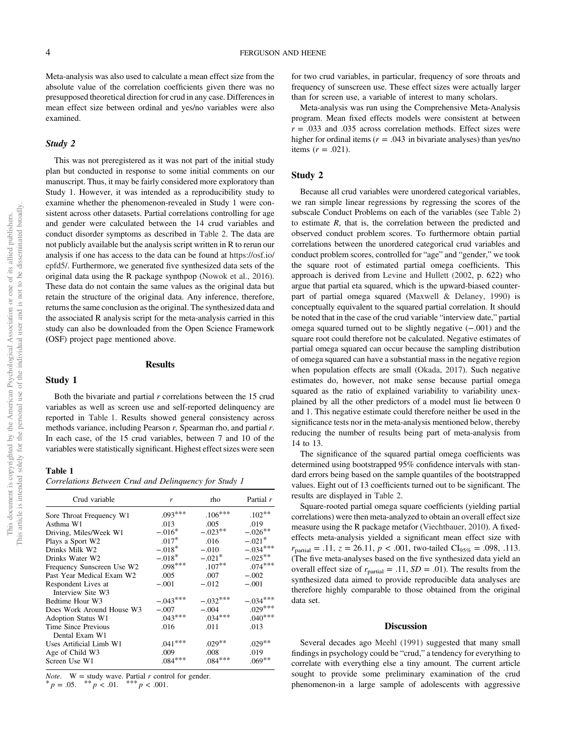Meta-analysis was also used to calculate a mean effect size from the absolute value of the correlation coefficients given there was no presupposed theoretical direction for crud in any case. Differences in mean effect size between ordinal and yes/no variables were also examined.

### Study 2

This was not preregistered as it was not part of the initial study plan but conducted in response to some initial comments on our manuscript. Thus, it may be fairly considered more exploratory than Study 1. However, it was intended as a reproducibility study to examine whether the phenomenon-revealed in Study 1 were consistent across other datasets. Partial correlations controlling for age and gender were calculated between the 14 crud variables and conduct disorder symptoms as described in Table 2. The data are not publicly available but the analysis script written in R to rerun our analysis if one has access to the data can be found at https://osf.io/epfd5/. Furthermore, we generated five synthesized data sets of the original data using the R package synthpop (Nowok et al., 2016). These data do not contain the same values as the original data but retain the structure of the original data. Any inference, therefore, returns the same conclusion as the original. The synthesized data and the associated R analysis script for the meta-analysis carried in this study can also be downloaded from the Open Science Framework (OSF) project page mentioned above.

## Results

### Study 1

Both the bivariate and partial *r* correlations between the 15 crud variables as well as screen use and self-reported delinquency are reported in Table 1. Results showed general consistency across methods variance, including Pearson *r*, Spearman rho, and partial *r*. In each case, of the 15 crud variables, between 7 and 10 of the variables were statistically significant. Highest effect sizes were seen for two crud variables, in particular, frequency of sore throats and frequency of sunscreen use. These effect sizes were actually larger than for screen use, a variable of interest to many scholars.

**Table 1**
*Correlations Between Crud and Delinquency for Study 1*

| Crud variable | $r$ | rho | Partial $r$ |
|---|---|---|---|
| Sore Throat Frequency W1 | .093*** | .106*** | .102** |
| Asthma W1 | .013 | .005 | .019 |
| Driving, Miles/Week W1 | −.016* | −.023** | −.026** |
| Plays a Sport W2 | .017* | .016 | −.021* |
| Drinks Milk W2 | −.018* | −.010 | −.034*** |
| Drinks Water W2 | −.018* | −.021* | −.025** |
| Frequency Sunscreen Use W2 | .098*** | .107** | .074*** |
| Past Year Medical Exam W2 | .005 | .007 | −.002 |
| Respondent Lives at Interview Site W3 | −.001 | −.012 | −.001 |
| Bedtime Hour W3 | −.043*** | −.032*** | −.034*** |
| Does Work Around House W3 | −.007 | −.004 | .029*** |
| Adoption Status W1 | .043*** | .034*** | .040*** |
| Time Since Previous Dental Exam W1 | .016 | .011 | .013 |
| Uses Artificial Limb W1 | .041*** | .029** | .029** |
| Age of Child W3 | .009 | .008 | .019 |
| Screen Use W1 | .084*** | .084*** | .069** |

*Note*. W = study wave. Partial *r* control for gender.
\* $p = .05$. \*\* $p < .01$. \*\*\* $p < .001$.

Meta-analysis was run using the Comprehensive Meta-Analysis program. Mean fixed effects models were consistent at between $r = .033$ and .035 across correlation methods. Effect sizes were higher for ordinal items ($r = .043$ in bivariate analyses) than yes/no items ($r = .021$).

### Study 2

Because all crud variables were unordered categorical variables, we ran simple linear regressions by regressing the scores of the subscale Conduct Problems on each of the variables (see Table 2) to estimate $R$, that is, the correlation between the predicted and observed conduct problem scores. To furthermore obtain partial correlations between the unordered categorical crud variables and conduct problem scores, controlled for "age" and "gender," we took the square root of estimated partial omega coefficients. This approach is derived from Levine and Hullett (2002, p. 622) who argue that partial eta squared, which is the upward-biased counterpart of partial omega squared (Maxwell & Delaney, 1990) is conceptually equivalent to the squared partial correlation. It should be noted that in the case of the crud variable "interview date," partial omega squared turned out to be slightly negative (−.001) and the square root could therefore not be calculated. Negative estimates of partial omega squared can occur because the sampling distribution of omega squared can have a substantial mass in the negative region when population effects are small (Okada, 2017). Such negative estimates do, however, not make sense because partial omega squared as the ratio of explained variability to variability unexplained by all the other predictors of a model must lie between 0 and 1. This negative estimate could therefore neither be used in the significance tests nor in the meta-analysis mentioned below, thereby reducing the number of results being part of meta-analysis from 14 to 13.

The significance of the squared partial omega coefficients was determined using bootstrapped 95% confidence intervals with standard errors being based on the sample quantiles of the bootstrapped values. Eight out of 13 coefficients turned out to be significant. The results are displayed in Table 2.

Square-rooted partial omega square coefficients (yielding partial correlations) were then meta-analyzed to obtain an overall effect size measure using the R package metafor (Viechtbauer, 2010). A fixed-effects meta-analysis yielded a significant mean effect size with $r_{\text{partial}} = .11$, $z = 26.11$, $p < .001$, two-tailed $\text{CI}_{95\%} = .098, .113$. (The five meta-analyses based on the five synthesized data yield an overall effect size of $r_{\text{partial}} = .11$, $SD = .01$). The results from the synthesized data aimed to provide reproducible data analyses are therefore highly comparable to those obtained from the original data set.

## Discussion

Several decades ago Meehl (1991) suggested that many small findings in psychology could be "crud," a tendency for everything to correlate with everything else a tiny amount. The current article sought to provide some preliminary examination of the crud phenomenon-in a large sample of adolescents with aggressive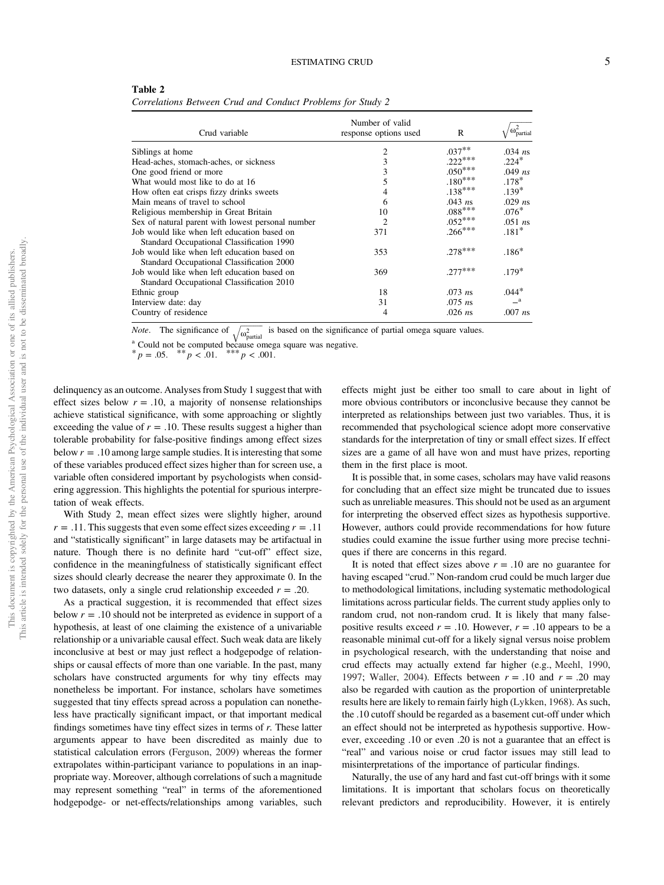**Table 2**

*Correlations Between Crud and Conduct Problems for Study 2*

| Crud variable | Number of valid response options used | R | $\sqrt{\omega^2_{\text{partial}}}$ |
|---|---|---|---|
| Siblings at home | 2 | .037** | .034 *ns* |
| Head-aches, stomach-aches, or sickness | 3 | .222*** | .224* |
| One good friend or more | 3 | .050*** | .049 *ns* |
| What would most like to do at 16 | 5 | .180*** | .178* |
| How often eat crisps fizzy drinks sweets | 4 | .138*** | .139* |
| Main means of travel to school | 6 | .043 *ns* | .029 *ns* |
| Religious membership in Great Britain | 10 | .088*** | .076* |
| Sex of natural parent with lowest personal number | 2 | .052*** | .051 *ns* |
| Job would like when left education based on Standard Occupational Classification 1990 | 371 | .266*** | .181* |
| Job would like when left education based on Standard Occupational Classification 2000 | 353 | .278*** | .186* |
| Job would like when left education based on Standard Occupational Classification 2010 | 369 | .277*** | .179* |
| Ethnic group | 18 | .073 *ns* | .044* |
| Interview date: day | 31 | .075 *ns* | –[a] |
| Country of residence | 4 | .026 *ns* | .007 *ns* |

*Note*. The significance of $\sqrt{\omega^2_{\text{partial}}}$ is based on the significance of partial omega square values.
[a] Could not be computed because omega square was negative.
* $p = .05$. ** $p < .01$. *** $p < .001$.

delinquency as an outcome. Analyses from Study 1 suggest that with effect sizes below $r = .10$, a majority of nonsense relationships achieve statistical significance, with some approaching or slightly exceeding the value of $r = .10$. These results suggest a higher than tolerable probability for false-positive findings among effect sizes below $r = .10$ among large sample studies. It is interesting that some of these variables produced effect sizes higher than for screen use, a variable often considered important by psychologists when considering aggression. This highlights the potential for spurious interpretation of weak effects.

With Study 2, mean effect sizes were slightly higher, around $r = .11$. This suggests that even some effect sizes exceeding $r = .11$ and "statistically significant" in large datasets may be artifactual in nature. Though there is no definite hard "cut-off" effect size, confidence in the meaningfulness of statistically significant effect sizes should clearly decrease the nearer they approximate 0. In the two datasets, only a single crud relationship exceeded $r = .20$.

As a practical suggestion, it is recommended that effect sizes below $r = .10$ should not be interpreted as evidence in support of a hypothesis, at least of one claiming the existence of a univariable relationship or a univariable causal effect. Such weak data are likely inconclusive at best or may just reflect a hodgepodge of relationships or causal effects of more than one variable. In the past, many scholars have constructed arguments for why tiny effects may nonetheless be important. For instance, scholars have sometimes suggested that tiny effects spread across a population can nonetheless have practically significant impact, or that important medical findings sometimes have tiny effect sizes in terms of *r*. These latter arguments appear to have been discredited as mainly due to statistical calculation errors (Ferguson, 2009) whereas the former extrapolates within-participant variance to populations in an inappropriate way. Moreover, although correlations of such a magnitude may represent something "real" in terms of the aforementioned hodgepodge- or net-effects/relationships among variables, such effects might just be either too small to care about in light of more obvious contributors or inconclusive because they cannot be interpreted as relationships between just two variables. Thus, it is recommended that psychological science adopt more conservative standards for the interpretation of tiny or small effect sizes. If effect sizes are a game of all have won and must have prizes, reporting them in the first place is moot.

It is possible that, in some cases, scholars may have valid reasons for concluding that an effect size might be truncated due to issues such as unreliable measures. This should not be used as an argument for interpreting the observed effect sizes as hypothesis supportive. However, authors could provide recommendations for how future studies could examine the issue further using more precise techniques if there are concerns in this regard.

It is noted that effect sizes above $r = .10$ are no guarantee for having escaped "crud." Non-random crud could be much larger due to methodological limitations, including systematic methodological limitations across particular fields. The current study applies only to random crud, not non-random crud. It is likely that many false-positive results exceed $r = .10$. However, $r = .10$ appears to be a reasonable minimal cut-off for a likely signal versus noise problem in psychological research, with the understanding that noise and crud effects may actually extend far higher (e.g., Meehl, 1990, 1997; Waller, 2004). Effects between $r = .10$ and $r = .20$ may also be regarded with caution as the proportion of uninterpretable results here are likely to remain fairly high (Lykken, 1968). As such, the .10 cutoff should be regarded as a basement cut-off under which an effect should not be interpreted as hypothesis supportive. However, exceeding .10 or even .20 is not a guarantee that an effect is "real" and various noise or crud factor issues may still lead to misinterpretations of the importance of particular findings.

Naturally, the use of any hard and fast cut-off brings with it some limitations. It is important that scholars focus on theoretically relevant predictors and reproducibility. However, it is entirely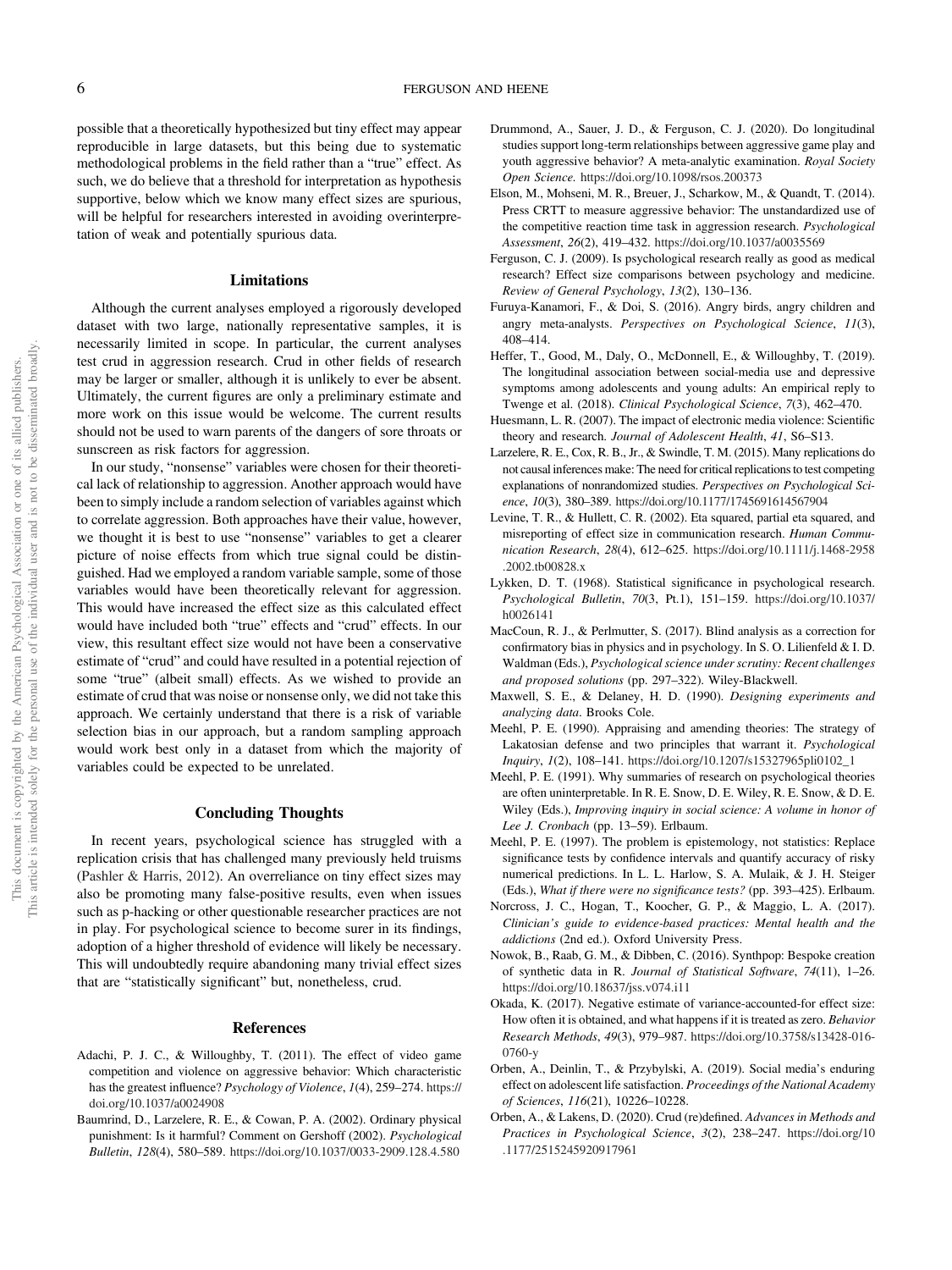possible that a theoretically hypothesized but tiny effect may appear reproducible in large datasets, but this being due to systematic methodological problems in the field rather than a "true" effect. As such, we do believe that a threshold for interpretation as hypothesis supportive, below which we know many effect sizes are spurious, will be helpful for researchers interested in avoiding overinterpretation of weak and potentially spurious data.

## Limitations

Although the current analyses employed a rigorously developed dataset with two large, nationally representative samples, it is necessarily limited in scope. In particular, the current analyses test crud in aggression research. Crud in other fields of research may be larger or smaller, although it is unlikely to ever be absent. Ultimately, the current figures are only a preliminary estimate and more work on this issue would be welcome. The current results should not be used to warn parents of the dangers of sore throats or sunscreen as risk factors for aggression.

In our study, "nonsense" variables were chosen for their theoretical lack of relationship to aggression. Another approach would have been to simply include a random selection of variables against which to correlate aggression. Both approaches have their value, however, we thought it is best to use "nonsense" variables to get a clearer picture of noise effects from which true signal could be distinguished. Had we employed a random variable sample, some of those variables would have been theoretically relevant for aggression. This would have increased the effect size as this calculated effect would have included both "true" effects and "crud" effects. In our view, this resultant effect size would not have been a conservative estimate of "crud" and could have resulted in a potential rejection of some "true" (albeit small) effects. As we wished to provide an estimate of crud that was noise or nonsense only, we did not take this approach. We certainly understand that there is a risk of variable selection bias in our approach, but a random sampling approach would work best only in a dataset from which the majority of variables could be expected to be unrelated.

## Concluding Thoughts

In recent years, psychological science has struggled with a replication crisis that has challenged many previously held truisms (Pashler & Harris, 2012). An overreliance on tiny effect sizes may also be promoting many false-positive results, even when issues such as p-hacking or other questionable researcher practices are not in play. For psychological science to become surer in its findings, adoption of a higher threshold of evidence will likely be necessary. This will undoubtedly require abandoning many trivial effect sizes that are "statistically significant" but, nonetheless, crud.

## References

Adachi, P. J. C., & Willoughby, T. (2011). The effect of video game competition and violence on aggressive behavior: Which characteristic has the greatest influence? *Psychology of Violence*, *1*(4), 259–274. https://doi.org/10.1037/a0024908

Baumrind, D., Larzelere, R. E., & Cowan, P. A. (2002). Ordinary physical punishment: Is it harmful? Comment on Gershoff (2002). *Psychological Bulletin*, *128*(4), 580–589. https://doi.org/10.1037/0033-2909.128.4.580

Drummond, A., Sauer, J. D., & Ferguson, C. J. (2020). Do longitudinal studies support long-term relationships between aggressive game play and youth aggressive behavior? A meta-analytic examination. *Royal Society Open Science*. https://doi.org/10.1098/rsos.200373

Elson, M., Mohseni, M. R., Breuer, J., Scharkow, M., & Quandt, T. (2014). Press CRTT to measure aggressive behavior: The unstandardized use of the competitive reaction time task in aggression research. *Psychological Assessment*, *26*(2), 419–432. https://doi.org/10.1037/a0035569

Ferguson, C. J. (2009). Is psychological research really as good as medical research? Effect size comparisons between psychology and medicine. *Review of General Psychology*, *13*(2), 130–136.

Furuya-Kanamori, F., & Doi, S. (2016). Angry birds, angry children and angry meta-analysts. *Perspectives on Psychological Science*, *11*(3), 408–414.

Heffer, T., Good, M., Daly, O., McDonnell, E., & Willoughby, T. (2019). The longitudinal association between social-media use and depressive symptoms among adolescents and young adults: An empirical reply to Twenge et al. (2018). *Clinical Psychological Science*, *7*(3), 462–470.

Huesmann, L. R. (2007). The impact of electronic media violence: Scientific theory and research. *Journal of Adolescent Health*, *41*, S6–S13.

Larzelere, R. E., Cox, R. B., Jr., & Swindle, T. M. (2015). Many replications do not causal inferences make: The need for critical replications to test competing explanations of nonrandomized studies. *Perspectives on Psychological Science*, *10*(3), 380–389. https://doi.org/10.1177/1745691614567904

Levine, T. R., & Hullett, C. R. (2002). Eta squared, partial eta squared, and misreporting of effect size in communication research. *Human Communication Research*, *28*(4), 612–625. https://doi.org/10.1111/j.1468-2958.2002.tb00828.x

Lykken, D. T. (1968). Statistical significance in psychological research. *Psychological Bulletin*, *70*(3, Pt.1), 151–159. https://doi.org/10.1037/h0026141

MacCoun, R. J., & Perlmutter, S. (2017). Blind analysis as a correction for confirmatory bias in physics and in psychology. In S. O. Lilienfeld & I. D. Waldman (Eds.), *Psychological science under scrutiny: Recent challenges and proposed solutions* (pp. 297–322). Wiley-Blackwell.

Maxwell, S. E., & Delaney, H. D. (1990). *Designing experiments and analyzing data*. Brooks Cole.

Meehl, P. E. (1990). Appraising and amending theories: The strategy of Lakatosian defense and two principles that warrant it. *Psychological Inquiry*, *1*(2), 108–141. https://doi.org/10.1207/s15327965pli0102_1

Meehl, P. E. (1991). Why summaries of research on psychological theories are often uninterpretable. In R. E. Snow, D. E. Wiley, R. E. Snow, & D. E. Wiley (Eds.), *Improving inquiry in social science: A volume in honor of Lee J. Cronbach* (pp. 13–59). Erlbaum.

Meehl, P. E. (1997). The problem is epistemology, not statistics: Replace significance tests by confidence intervals and quantify accuracy of risky numerical predictions. In L. L. Harlow, S. A. Mulaik, & J. H. Steiger (Eds.), *What if there were no significance tests?* (pp. 393–425). Erlbaum.

Norcross, J. C., Hogan, T., Koocher, G. P., & Maggio, L. A. (2017). *Clinician's guide to evidence-based practices: Mental health and the addictions* (2nd ed.). Oxford University Press.

Nowok, B., Raab, G. M., & Dibben, C. (2016). Synthpop: Bespoke creation of synthetic data in R. *Journal of Statistical Software*, *74*(11), 1–26. https://doi.org/10.18637/jss.v074.i11

Okada, K. (2017). Negative estimate of variance-accounted-for effect size: How often it is obtained, and what happens if it is treated as zero. *Behavior Research Methods*, *49*(3), 979–987. https://doi.org/10.3758/s13428-016-0760-y

Orben, A., Deinlin, T., & Przybylski, A. (2019). Social media's enduring effect on adolescent life satisfaction. *Proceedings of the National Academy of Sciences*, *116*(21), 10226–10228.

Orben, A., & Lakens, D. (2020). Crud (re)defined. *Advances in Methods and Practices in Psychological Science*, *3*(2), 238–247. https://doi.org/10.1177/2515245920917961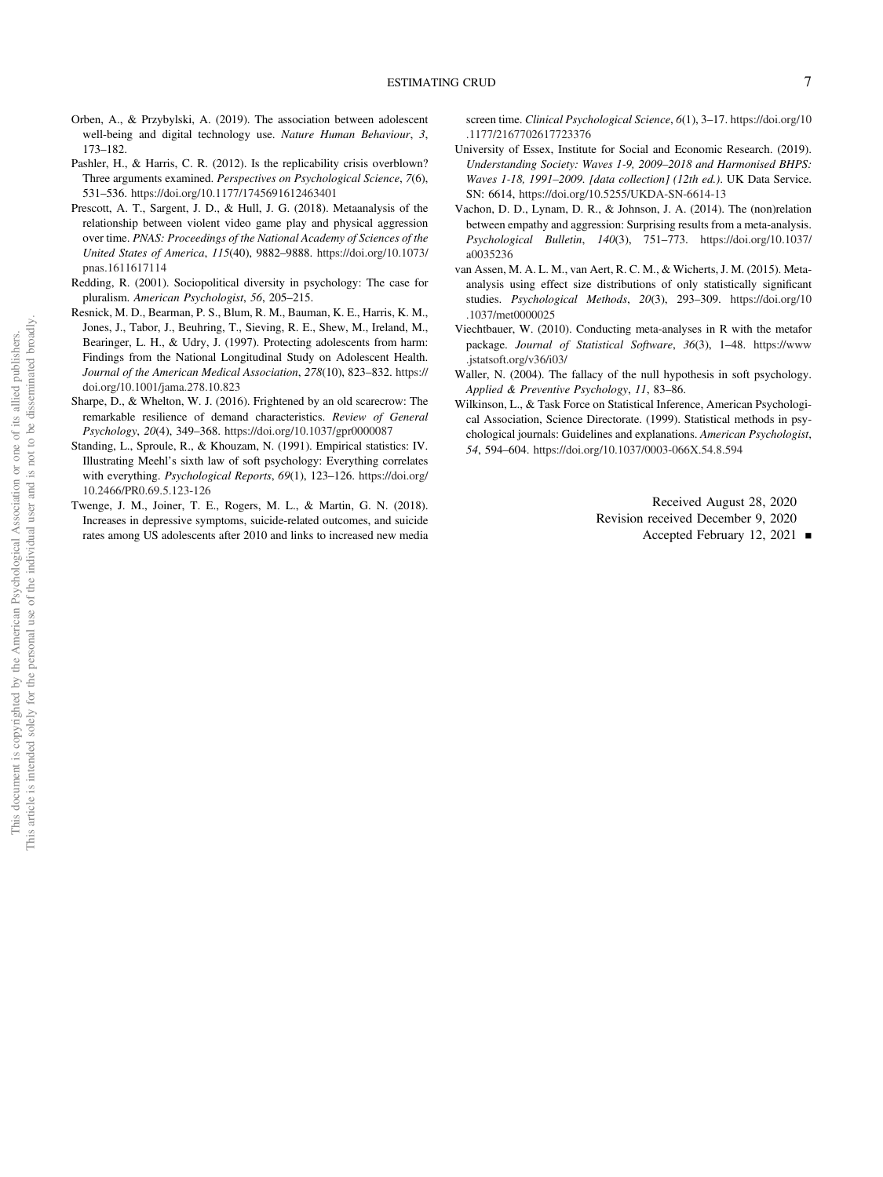Orben, A., & Przybylski, A. (2019). The association between adolescent well-being and digital technology use. *Nature Human Behaviour*, *3*, 173–182.

Pashler, H., & Harris, C. R. (2012). Is the replicability crisis overblown? Three arguments examined. *Perspectives on Psychological Science*, *7*(6), 531–536. https://doi.org/10.1177/1745691612463401

Prescott, A. T., Sargent, J. D., & Hull, J. G. (2018). Metaanalysis of the relationship between violent video game play and physical aggression over time. *PNAS: Proceedings of the National Academy of Sciences of the United States of America*, *115*(40), 9882–9888. https://doi.org/10.1073/pnas.1611617114

Redding, R. (2001). Sociopolitical diversity in psychology: The case for pluralism. *American Psychologist*, *56*, 205–215.

Resnick, M. D., Bearman, P. S., Blum, R. M., Bauman, K. E., Harris, K. M., Jones, J., Tabor, J., Beuhring, T., Sieving, R. E., Shew, M., Ireland, M., Bearinger, L. H., & Udry, J. (1997). Protecting adolescents from harm: Findings from the National Longitudinal Study on Adolescent Health. *Journal of the American Medical Association*, *278*(10), 823–832. https://doi.org/10.1001/jama.278.10.823

Sharpe, D., & Whelton, W. J. (2016). Frightened by an old scarecrow: The remarkable resilience of demand characteristics. *Review of General Psychology*, *20*(4), 349–368. https://doi.org/10.1037/gpr0000087

Standing, L., Sproule, R., & Khouzam, N. (1991). Empirical statistics: IV. Illustrating Meehl's sixth law of soft psychology: Everything correlates with everything. *Psychological Reports*, *69*(1), 123–126. https://doi.org/10.2466/PR0.69.5.123-126

Twenge, J. M., Joiner, T. E., Rogers, M. L., & Martin, G. N. (2018). Increases in depressive symptoms, suicide-related outcomes, and suicide rates among US adolescents after 2010 and links to increased new media screen time. *Clinical Psychological Science*, *6*(1), 3–17. https://doi.org/10.1177/2167702617723376

University of Essex, Institute for Social and Economic Research. (2019). *Understanding Society: Waves 1-9, 2009–2018 and Harmonised BHPS: Waves 1-18, 1991–2009. [data collection] (12th ed.)*. UK Data Service. SN: 6614, https://doi.org/10.5255/UKDA-SN-6614-13

Vachon, D. D., Lynam, D. R., & Johnson, J. A. (2014). The (non)relation between empathy and aggression: Surprising results from a meta-analysis. *Psychological Bulletin*, *140*(3), 751–773. https://doi.org/10.1037/a0035236

van Assen, M. A. L. M., van Aert, R. C. M., & Wicherts, J. M. (2015). Meta-analysis using effect size distributions of only statistically significant studies. *Psychological Methods*, *20*(3), 293–309. https://doi.org/10.1037/met0000025

Viechtbauer, W. (2010). Conducting meta-analyses in R with the metafor package. *Journal of Statistical Software*, *36*(3), 1–48. https://www.jstatsoft.org/v36/i03/

Waller, N. (2004). The fallacy of the null hypothesis in soft psychology. *Applied & Preventive Psychology*, *11*, 83–86.

Wilkinson, L., & Task Force on Statistical Inference, American Psychological Association, Science Directorate. (1999). Statistical methods in psychological journals: Guidelines and explanations. *American Psychologist*, *54*, 594–604. https://doi.org/10.1037/0003-066X.54.8.594

Received August 28, 2020
Revision received December 9, 2020
Accepted February 12, 2021 ■